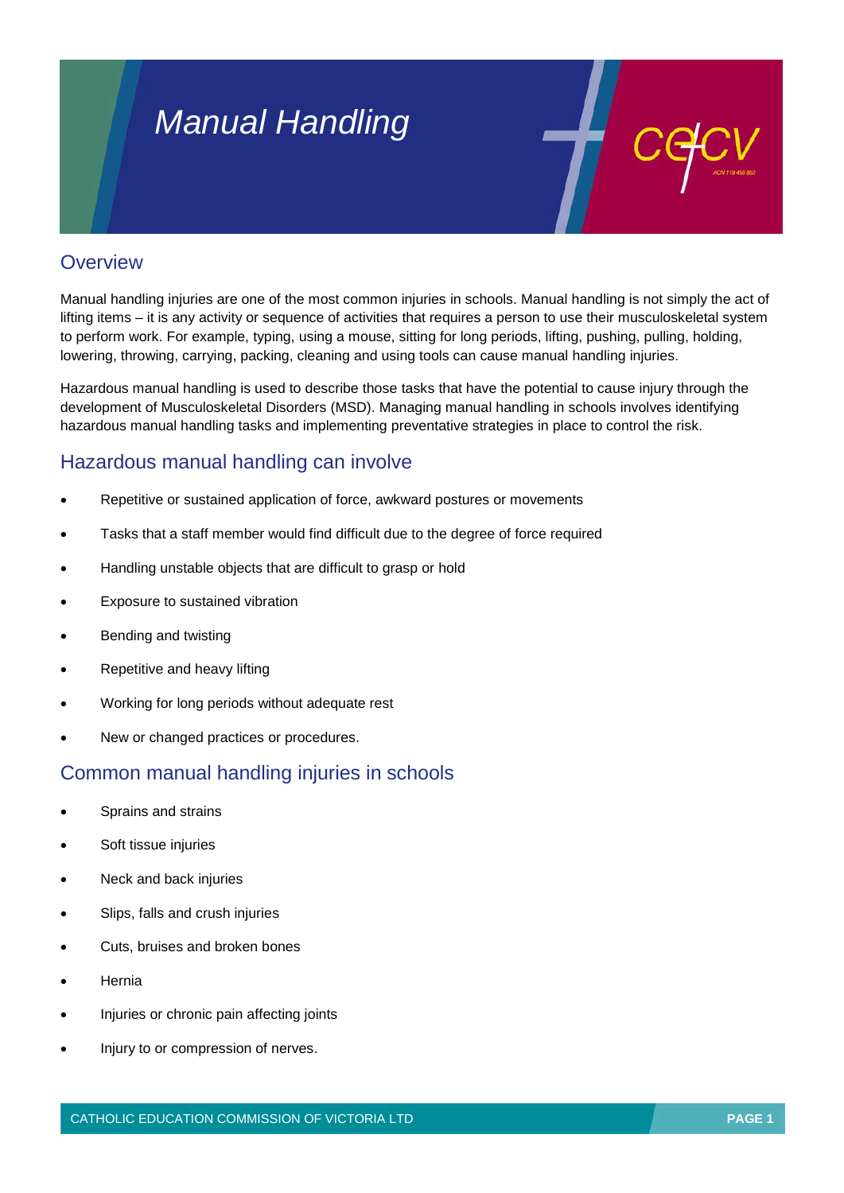# Manual Handling

## Overview

Manual handling injuries are one of the most common injuries in schools. Manual handling is not simply the act of lifting items – it is any activity or sequence of activities that requires a person to use their musculoskeletal system to perform work. For example, typing, using a mouse, sitting for long periods, lifting, pushing, pulling, holding, lowering, throwing, carrying, packing, cleaning and using tools can cause manual handling injuries.

Hazardous manual handling is used to describe those tasks that have the potential to cause injury through the development of Musculoskeletal Disorders (MSD). Managing manual handling in schools involves identifying hazardous manual handling tasks and implementing preventative strategies in place to control the risk.

## Hazardous manual handling can involve

- Repetitive or sustained application of force, awkward postures or movements
- Tasks that a staff member would find difficult due to the degree of force required
- Handling unstable objects that are difficult to grasp or hold
- Exposure to sustained vibration
- Bending and twisting
- Repetitive and heavy lifting
- Working for long periods without adequate rest
- New or changed practices or procedures.

## Common manual handling injuries in schools

- Sprains and strains
- Soft tissue injuries
- Neck and back injuries
- Slips, falls and crush injuries
- Cuts, bruises and broken bones
- Hernia
- Injuries or chronic pain affecting joints
- Injury to or compression of nerves.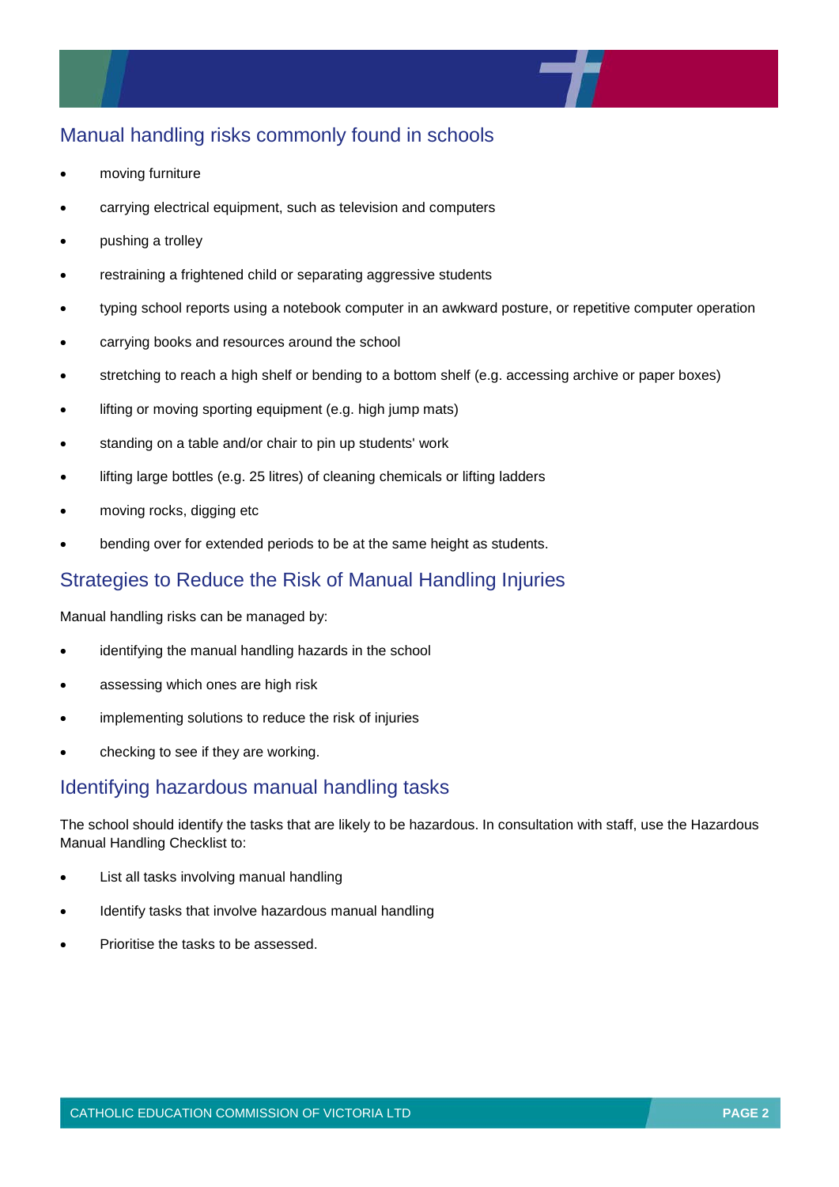## Manual handling risks commonly found in schools

- moving furniture
- carrying electrical equipment, such as television and computers
- pushing a trolley
- restraining a frightened child or separating aggressive students
- typing school reports using a notebook computer in an awkward posture, or repetitive computer operation
- carrying books and resources around the school
- stretching to reach a high shelf or bending to a bottom shelf (e.g. accessing archive or paper boxes)
- lifting or moving sporting equipment (e.g. high jump mats)
- standing on a table and/or chair to pin up students' work
- lifting large bottles (e.g. 25 litres) of cleaning chemicals or lifting ladders
- moving rocks, digging etc
- bending over for extended periods to be at the same height as students.

## Strategies to Reduce the Risk of Manual Handling Injuries

Manual handling risks can be managed by:

- identifying the manual handling hazards in the school
- assessing which ones are high risk
- implementing solutions to reduce the risk of injuries
- checking to see if they are working.

## Identifying hazardous manual handling tasks

The school should identify the tasks that are likely to be hazardous. In consultation with staff, use the Hazardous Manual Handling Checklist to:

- List all tasks involving manual handling
- Identify tasks that involve hazardous manual handling
- Prioritise the tasks to be assessed.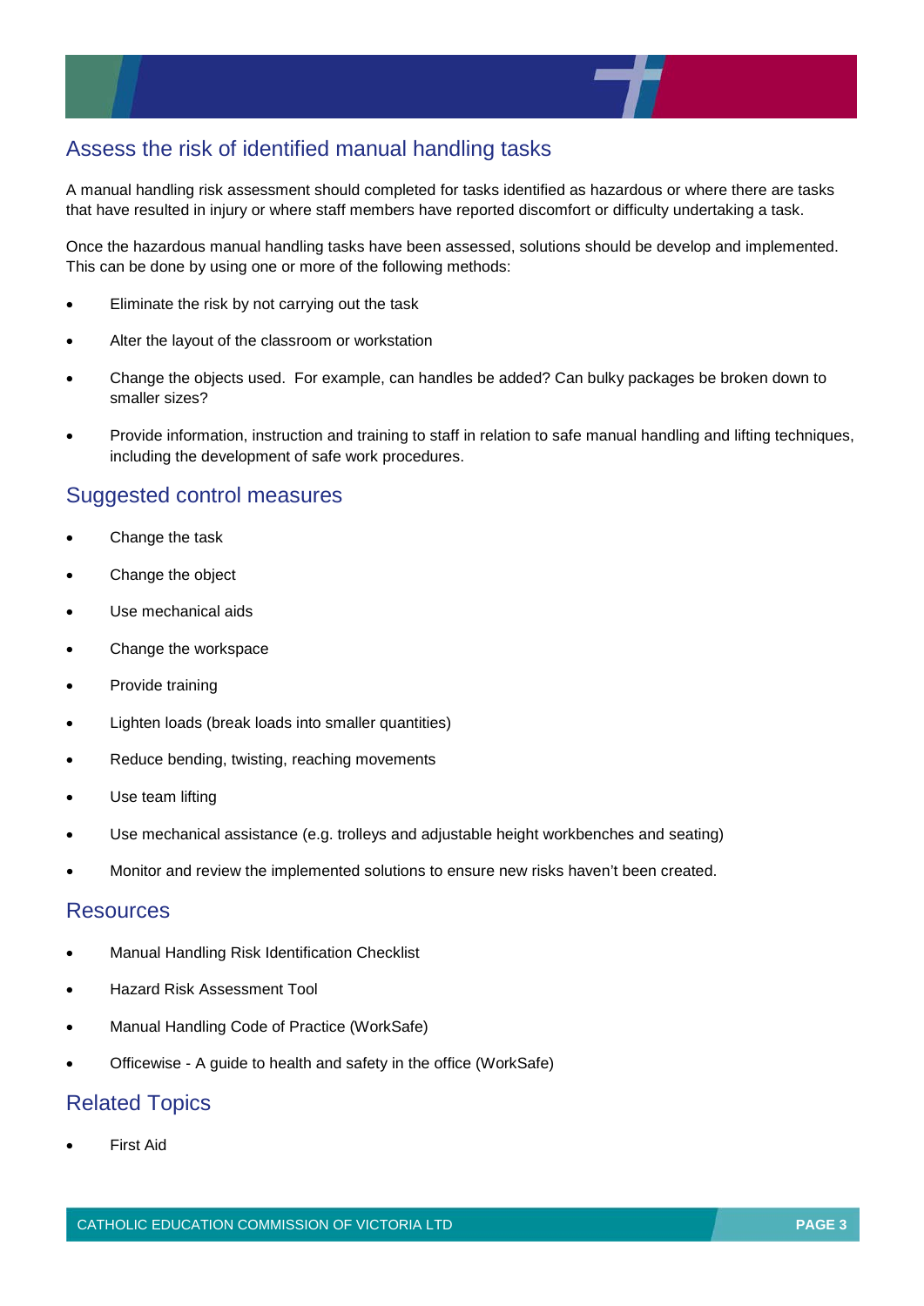## Assess the risk of identified manual handling tasks

A manual handling risk assessment should completed for tasks identified as hazardous or where there are tasks that have resulted in injury or where staff members have reported discomfort or difficulty undertaking a task.

Once the hazardous manual handling tasks have been assessed, solutions should be develop and implemented. This can be done by using one or more of the following methods:

- Eliminate the risk by not carrying out the task
- Alter the layout of the classroom or workstation
- Change the objects used. For example, can handles be added? Can bulky packages be broken down to smaller sizes?
- Provide information, instruction and training to staff in relation to safe manual handling and lifting techniques, including the development of safe work procedures.

## Suggested control measures

- Change the task
- Change the object
- Use mechanical aids
- Change the workspace
- Provide training
- Lighten loads (break loads into smaller quantities)
- Reduce bending, twisting, reaching movements
- Use team lifting
- Use mechanical assistance (e.g. trolleys and adjustable height workbenches and seating)
- Monitor and review the implemented solutions to ensure new risks haven't been created.

## Resources

- Manual Handling Risk Identification Checklist
- Hazard Risk Assessment Tool
- Manual Handling Code of Practice (WorkSafe)
- Officewise - A guide to health and safety in the office (WorkSafe)

## Related Topics

- First Aid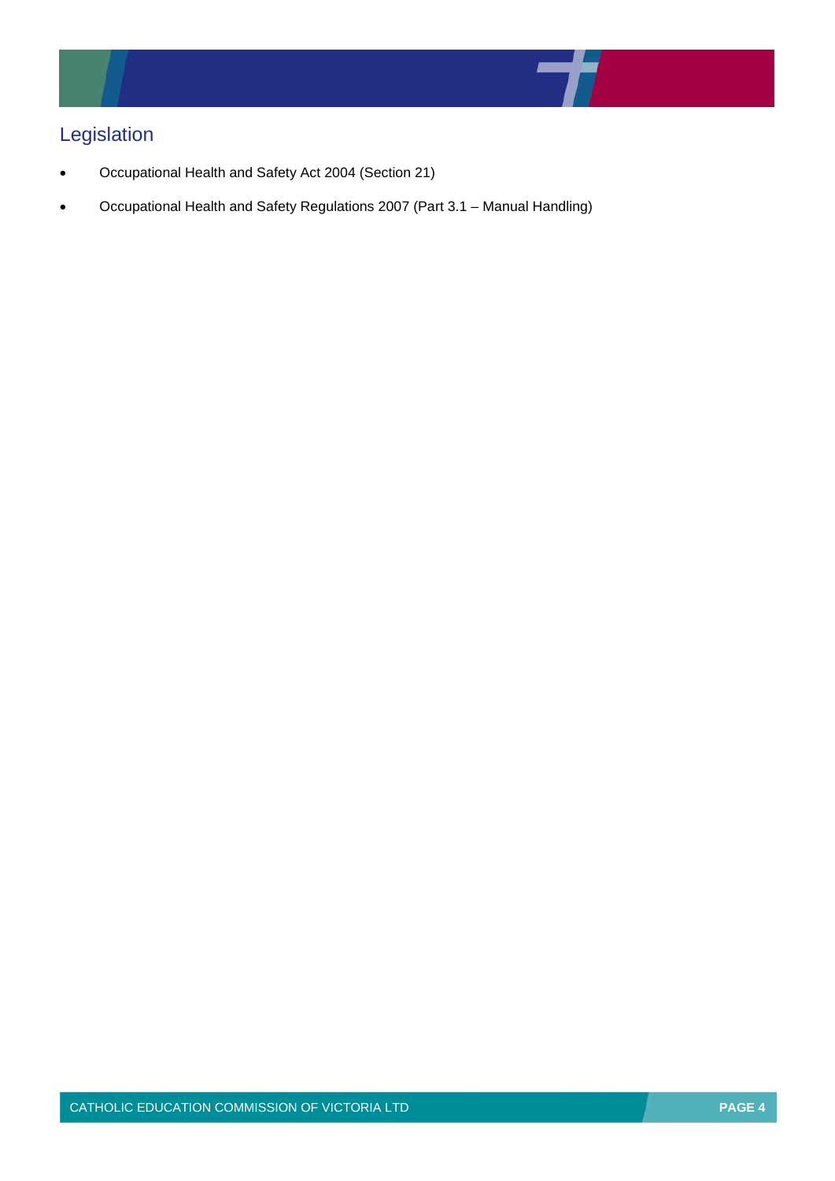## Legislation

- Occupational Health and Safety Act 2004 (Section 21)
- Occupational Health and Safety Regulations 2007 (Part 3.1 – Manual Handling)